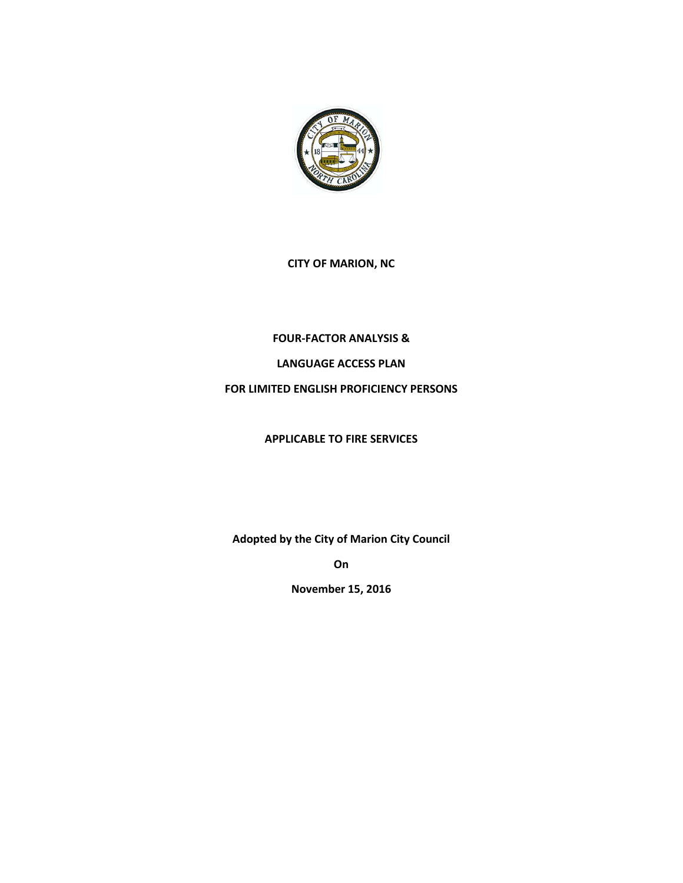**CITY OF MARION, NC**

**FOUR-FACTOR ANALYSIS &**

**LANGUAGE ACCESS PLAN**

**FOR LIMITED ENGLISH PROFICIENCY PERSONS**

**APPLICABLE TO FIRE SERVICES**

**Adopted by the City of Marion City Council**

**On**

**November 15, 2016**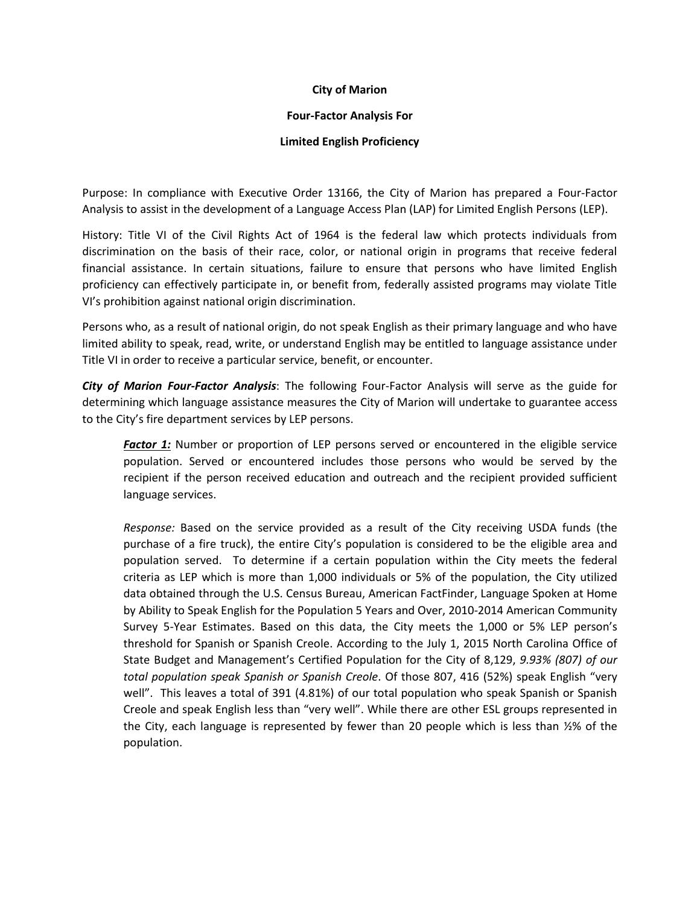**City of Marion**

**Four-Factor Analysis For**

**Limited English Proficiency**

Purpose: In compliance with Executive Order 13166, the City of Marion has prepared a Four-Factor Analysis to assist in the development of a Language Access Plan (LAP) for Limited English Persons (LEP).

History: Title VI of the Civil Rights Act of 1964 is the federal law which protects individuals from discrimination on the basis of their race, color, or national origin in programs that receive federal financial assistance. In certain situations, failure to ensure that persons who have limited English proficiency can effectively participate in, or benefit from, federally assisted programs may violate Title VI's prohibition against national origin discrimination.

Persons who, as a result of national origin, do not speak English as their primary language and who have limited ability to speak, read, write, or understand English may be entitled to language assistance under Title VI in order to receive a particular service, benefit, or encounter.

***City of Marion Four-Factor Analysis***: The following Four-Factor Analysis will serve as the guide for determining which language assistance measures the City of Marion will undertake to guarantee access to the City's fire department services by LEP persons.

> ***Factor 1:*** Number or proportion of LEP persons served or encountered in the eligible service population. Served or encountered includes those persons who would be served by the recipient if the person received education and outreach and the recipient provided sufficient language services.
>
> *Response:* Based on the service provided as a result of the City receiving USDA funds (the purchase of a fire truck), the entire City's population is considered to be the eligible area and population served. To determine if a certain population within the City meets the federal criteria as LEP which is more than 1,000 individuals or 5% of the population, the City utilized data obtained through the U.S. Census Bureau, American FactFinder, Language Spoken at Home by Ability to Speak English for the Population 5 Years and Over, 2010-2014 American Community Survey 5-Year Estimates. Based on this data, the City meets the 1,000 or 5% LEP person's threshold for Spanish or Spanish Creole. According to the July 1, 2015 North Carolina Office of State Budget and Management's Certified Population for the City of 8,129, *9.93% (807) of our total population speak Spanish or Spanish Creole*. Of those 807, 416 (52%) speak English "very well". This leaves a total of 391 (4.81%) of our total population who speak Spanish or Spanish Creole and speak English less than "very well". While there are other ESL groups represented in the City, each language is represented by fewer than 20 people which is less than ½% of the population.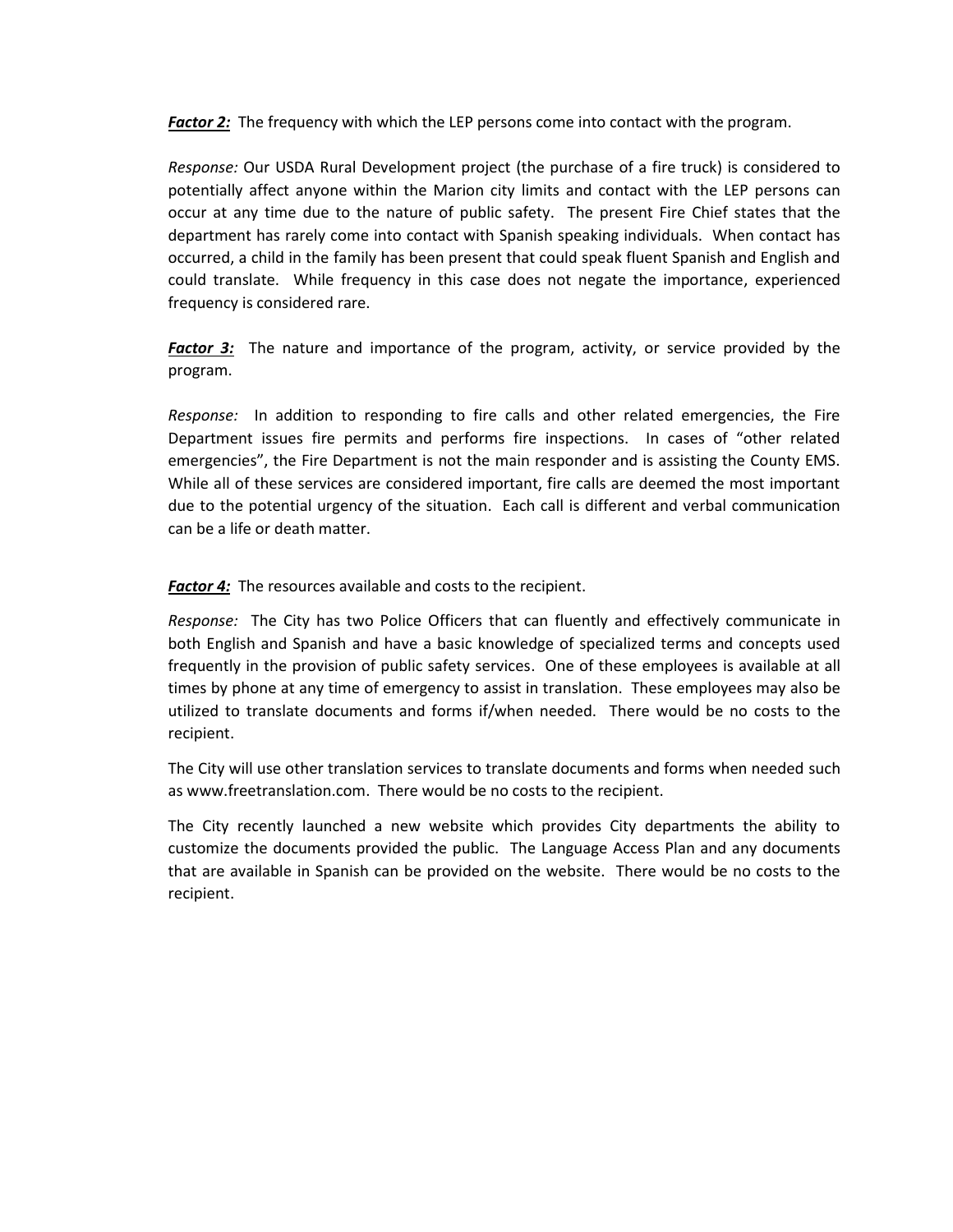***Factor 2:*** The frequency with which the LEP persons come into contact with the program.

*Response:* Our USDA Rural Development project (the purchase of a fire truck) is considered to potentially affect anyone within the Marion city limits and contact with the LEP persons can occur at any time due to the nature of public safety. The present Fire Chief states that the department has rarely come into contact with Spanish speaking individuals. When contact has occurred, a child in the family has been present that could speak fluent Spanish and English and could translate. While frequency in this case does not negate the importance, experienced frequency is considered rare.

***Factor 3:*** The nature and importance of the program, activity, or service provided by the program.

*Response:* In addition to responding to fire calls and other related emergencies, the Fire Department issues fire permits and performs fire inspections. In cases of "other related emergencies", the Fire Department is not the main responder and is assisting the County EMS. While all of these services are considered important, fire calls are deemed the most important due to the potential urgency of the situation. Each call is different and verbal communication can be a life or death matter.

***Factor 4:*** The resources available and costs to the recipient.

*Response:* The City has two Police Officers that can fluently and effectively communicate in both English and Spanish and have a basic knowledge of specialized terms and concepts used frequently in the provision of public safety services. One of these employees is available at all times by phone at any time of emergency to assist in translation. These employees may also be utilized to translate documents and forms if/when needed. There would be no costs to the recipient.

The City will use other translation services to translate documents and forms when needed such as www.freetranslation.com. There would be no costs to the recipient.

The City recently launched a new website which provides City departments the ability to customize the documents provided the public. The Language Access Plan and any documents that are available in Spanish can be provided on the website. There would be no costs to the recipient.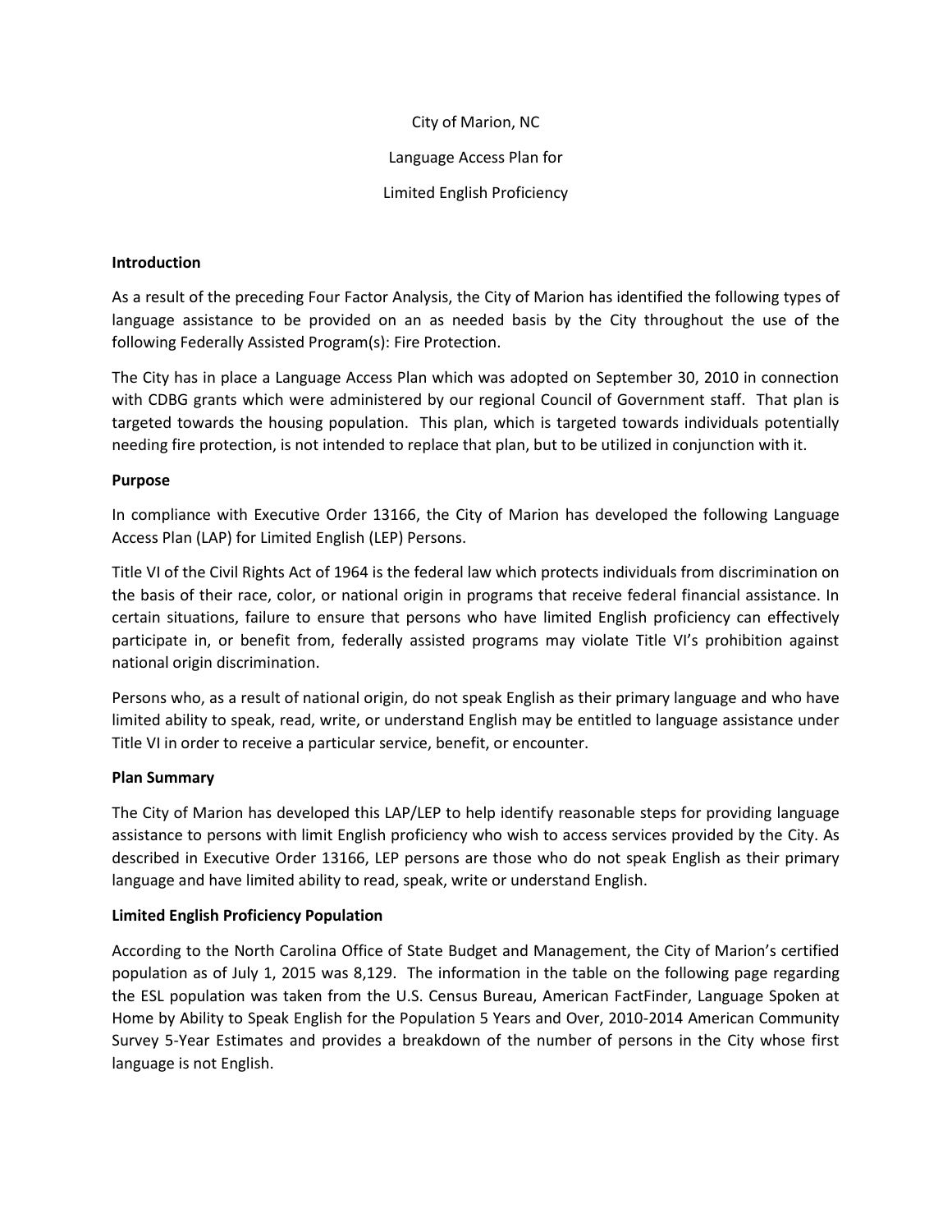City of Marion, NC

Language Access Plan for

Limited English Proficiency

**Introduction**

As a result of the preceding Four Factor Analysis, the City of Marion has identified the following types of language assistance to be provided on an as needed basis by the City throughout the use of the following Federally Assisted Program(s): Fire Protection.

The City has in place a Language Access Plan which was adopted on September 30, 2010 in connection with CDBG grants which were administered by our regional Council of Government staff. That plan is targeted towards the housing population. This plan, which is targeted towards individuals potentially needing fire protection, is not intended to replace that plan, but to be utilized in conjunction with it.

**Purpose**

In compliance with Executive Order 13166, the City of Marion has developed the following Language Access Plan (LAP) for Limited English (LEP) Persons.

Title VI of the Civil Rights Act of 1964 is the federal law which protects individuals from discrimination on the basis of their race, color, or national origin in programs that receive federal financial assistance. In certain situations, failure to ensure that persons who have limited English proficiency can effectively participate in, or benefit from, federally assisted programs may violate Title VI's prohibition against national origin discrimination.

Persons who, as a result of national origin, do not speak English as their primary language and who have limited ability to speak, read, write, or understand English may be entitled to language assistance under Title VI in order to receive a particular service, benefit, or encounter.

**Plan Summary**

The City of Marion has developed this LAP/LEP to help identify reasonable steps for providing language assistance to persons with limit English proficiency who wish to access services provided by the City. As described in Executive Order 13166, LEP persons are those who do not speak English as their primary language and have limited ability to read, speak, write or understand English.

**Limited English Proficiency Population**

According to the North Carolina Office of State Budget and Management, the City of Marion's certified population as of July 1, 2015 was 8,129. The information in the table on the following page regarding the ESL population was taken from the U.S. Census Bureau, American FactFinder, Language Spoken at Home by Ability to Speak English for the Population 5 Years and Over, 2010-2014 American Community Survey 5-Year Estimates and provides a breakdown of the number of persons in the City whose first language is not English.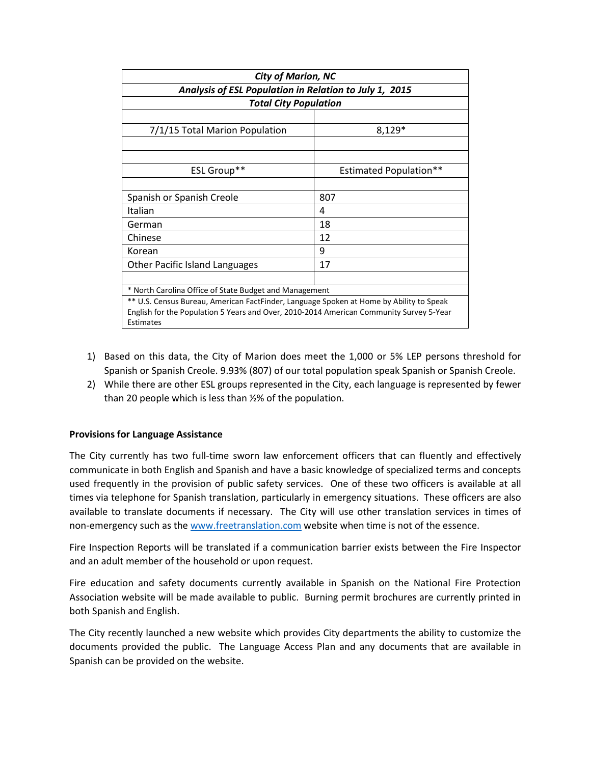| *City of Marion, NC* | |
|---|---|
| ***Analysis of ESL Population in Relation to July 1, 2015*** | |
| ***Total City Population*** | |
| | |
| 7/1/15 Total Marion Population | 8,129* |
| | |
| | |
| ESL Group** | Estimated Population** |
| | |
| Spanish or Spanish Creole | 807 |
| Italian | 4 |
| German | 18 |
| Chinese | 12 |
| Korean | 9 |
| Other Pacific Island Languages | 17 |
| | |
| * North Carolina Office of State Budget and Management | |
| ** U.S. Census Bureau, American FactFinder, Language Spoken at Home by Ability to Speak English for the Population 5 Years and Over, 2010-2014 American Community Survey 5-Year Estimates | |

1) Based on this data, the City of Marion does meet the 1,000 or 5% LEP persons threshold for Spanish or Spanish Creole. 9.93% (807) of our total population speak Spanish or Spanish Creole.
2) While there are other ESL groups represented in the City, each language is represented by fewer than 20 people which is less than ½% of the population.

**Provisions for Language Assistance**

The City currently has two full-time sworn law enforcement officers that can fluently and effectively communicate in both English and Spanish and have a basic knowledge of specialized terms and concepts used frequently in the provision of public safety services. One of these two officers is available at all times via telephone for Spanish translation, particularly in emergency situations. These officers are also available to translate documents if necessary. The City will use other translation services in times of non-emergency such as the www.freetranslation.com website when time is not of the essence.

Fire Inspection Reports will be translated if a communication barrier exists between the Fire Inspector and an adult member of the household or upon request.

Fire education and safety documents currently available in Spanish on the National Fire Protection Association website will be made available to public. Burning permit brochures are currently printed in both Spanish and English.

The City recently launched a new website which provides City departments the ability to customize the documents provided the public. The Language Access Plan and any documents that are available in Spanish can be provided on the website.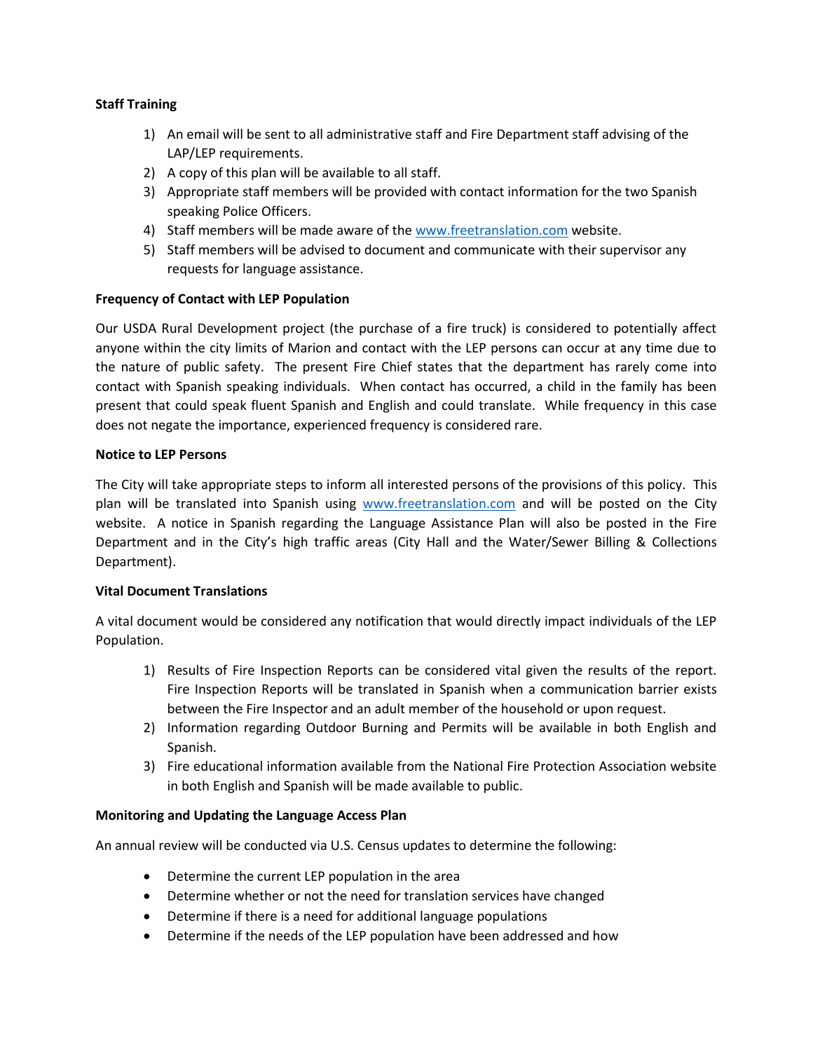**Staff Training**

1) An email will be sent to all administrative staff and Fire Department staff advising of the LAP/LEP requirements.
2) A copy of this plan will be available to all staff.
3) Appropriate staff members will be provided with contact information for the two Spanish speaking Police Officers.
4) Staff members will be made aware of the www.freetranslation.com website.
5) Staff members will be advised to document and communicate with their supervisor any requests for language assistance.

**Frequency of Contact with LEP Population**

Our USDA Rural Development project (the purchase of a fire truck) is considered to potentially affect anyone within the city limits of Marion and contact with the LEP persons can occur at any time due to the nature of public safety. The present Fire Chief states that the department has rarely come into contact with Spanish speaking individuals. When contact has occurred, a child in the family has been present that could speak fluent Spanish and English and could translate. While frequency in this case does not negate the importance, experienced frequency is considered rare.

**Notice to LEP Persons**

The City will take appropriate steps to inform all interested persons of the provisions of this policy. This plan will be translated into Spanish using www.freetranslation.com and will be posted on the City website. A notice in Spanish regarding the Language Assistance Plan will also be posted in the Fire Department and in the City's high traffic areas (City Hall and the Water/Sewer Billing & Collections Department).

**Vital Document Translations**

A vital document would be considered any notification that would directly impact individuals of the LEP Population.

1) Results of Fire Inspection Reports can be considered vital given the results of the report. Fire Inspection Reports will be translated in Spanish when a communication barrier exists between the Fire Inspector and an adult member of the household or upon request.
2) Information regarding Outdoor Burning and Permits will be available in both English and Spanish.
3) Fire educational information available from the National Fire Protection Association website in both English and Spanish will be made available to public.

**Monitoring and Updating the Language Access Plan**

An annual review will be conducted via U.S. Census updates to determine the following:

- Determine the current LEP population in the area
- Determine whether or not the need for translation services have changed
- Determine if there is a need for additional language populations
- Determine if the needs of the LEP population have been addressed and how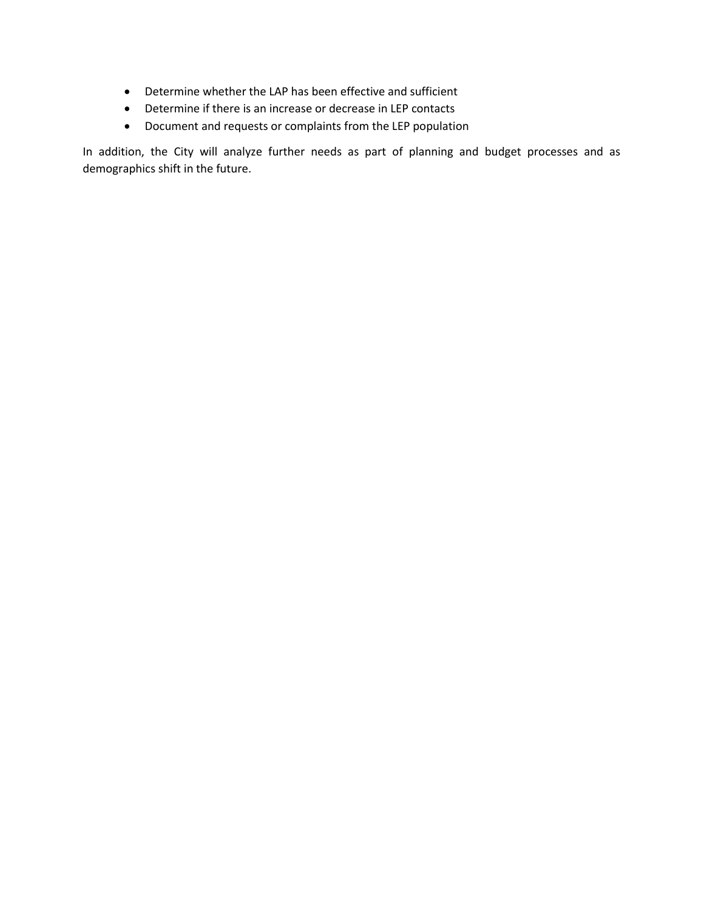- Determine whether the LAP has been effective and sufficient
- Determine if there is an increase or decrease in LEP contacts
- Document and requests or complaints from the LEP population

In addition, the City will analyze further needs as part of planning and budget processes and as demographics shift in the future.